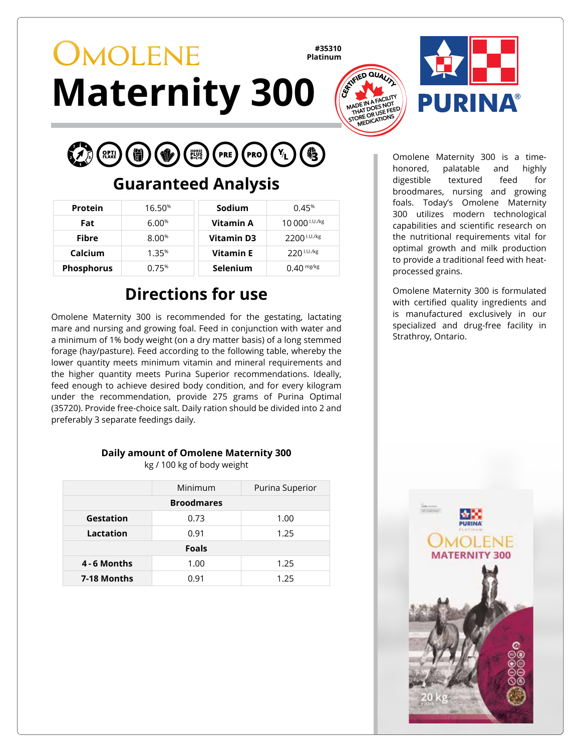# OMOLENE Maternity 300

**#35310**
**Platinum**

CERTIFIED QUALITY
MADE IN A FACILITY THAT DOES NOT STORE OR USE FEED MEDICATIONS

PURINA®

## Guaranteed Analysis

| | | | |
|---|---|---|---|
| **Protein** | 16.50% | **Sodium** | 0.45% |
| **Fat** | 6.00% | **Vitamin A** | 10 000 I.U./kg |
| **Fibre** | 8.00% | **Vitamin D3** | 2200 I.U./kg |
| **Calcium** | 1.35% | **Vitamin E** | 220 I.U./kg |
| **Phosphorus** | 0.75% | **Selenium** | 0.40 mg/kg |

## Directions for use

Omolene Maternity 300 is recommended for the gestating, lactating mare and nursing and growing foal. Feed in conjunction with water and a minimum of 1% body weight (on a dry matter basis) of a long stemmed forage (hay/pasture). Feed according to the following table, whereby the lower quantity meets minimum vitamin and mineral requirements and the higher quantity meets Purina Superior recommendations. Ideally, feed enough to achieve desired body condition, and for every kilogram under the recommendation, provide 275 grams of Purina Optimal (35720). Provide free-choice salt. Daily ration should be divided into 2 and preferably 3 separate feedings daily.

**Daily amount of Omolene Maternity 300**
kg / 100 kg of body weight

| | Minimum | Purina Superior |
|---|---|---|
| **Broodmares** | | |
| **Gestation** | 0.73 | 1.00 |
| **Lactation** | 0.91 | 1.25 |
| **Foals** | | |
| **4 - 6 Months** | 1.00 | 1.25 |
| **7-18 Months** | 0.91 | 1.25 |

Omolene Maternity 300 is a time-honored, palatable and highly digestible textured feed for broodmares, nursing and growing foals. Today's Omolene Maternity 300 utilizes modern technological capabilities and scientific research on the nutritional requirements vital for optimal growth and milk production to provide a traditional feed with heat-processed grains.

Omolene Maternity 300 is formulated with certified quality ingredients and is manufactured exclusively in our specialized and drug-free facility in Strathroy, Ontario.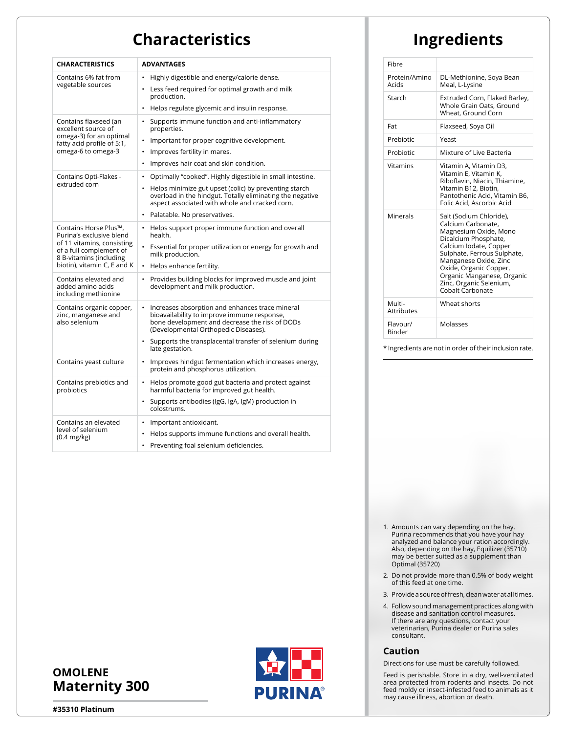# Characteristics

| CHARACTERISTICS | ADVANTAGES |
|---|---|
| Contains 6% fat from vegetable sources | • Highly digestible and energy/calorie dense.<br>• Less feed required for optimal growth and milk production.<br>• Helps regulate glycemic and insulin response. |
| Contains flaxseed (an excellent source of omega-3) for an optimal fatty acid profile of 5:1, omega-6 to omega-3 | • Supports immune function and anti-inflammatory properties.<br>• Important for proper cognitive development.<br>• Improves fertility in mares.<br>• Improves hair coat and skin condition. |
| Contains Opti-Flakes - extruded corn | • Optimally "cooked". Highly digestible in small intestine.<br>• Helps minimize gut upset (colic) by preventing starch overload in the hindgut. Totally eliminating the negative aspect associated with whole and cracked corn.<br>• Palatable. No preservatives. |
| Contains Horse Plus™, Purina's exclusive blend of 11 vitamins, consisting of a full complement of 8 B-vitamins (including biotin), vitamin C, E and K | • Helps support proper immune function and overall health.<br>• Essential for proper utilization or energy for growth and milk production.<br>• Helps enhance fertility. |
| Contains elevated and added amino acids including methionine | • Provides building blocks for improved muscle and joint development and milk production. |
| Contains organic copper, zinc, manganese and also selenium | • Increases absorption and enhances trace mineral bioavailability to improve immune response, bone development and decrease the risk of DODs (Developmental Orthopedic Diseases).<br>• Supports the transplacental transfer of selenium during late gestation. |
| Contains yeast culture | • Improves hindgut fermentation which increases energy, protein and phosphorus utilization. |
| Contains prebiotics and probiotics | • Helps promote good gut bacteria and protect against harmful bacteria for improved gut health.<br>• Supports antibodies (IgG, IgA, IgM) production in colostrums. |
| Contains an elevated level of selenium (0.4 mg/kg) | • Important antioxidant.<br>• Helps supports immune functions and overall health.<br>• Preventing foal selenium deficiencies. |

# Ingredients

| | |
|---|---|
| Fibre | |
| Protein/Amino Acids | DL-Methionine, Soya Bean Meal, L-Lysine |
| Starch | Extruded Corn, Flaked Barley, Whole Grain Oats, Ground Wheat, Ground Corn |
| Fat | Flaxseed, Soya Oil |
| Prebiotic | Yeast |
| Probiotic | Mixture of Live Bacteria |
| Vitamins | Vitamin A, Vitamin D3, Vitamin E, Vitamin K, Riboflavin, Niacin, Thiamine, Vitamin B12, Biotin, Pantothenic Acid, Vitamin B6, Folic Acid, Ascorbic Acid |
| Minerals | Salt (Sodium Chloride), Calcium Carbonate, Magnesium Oxide, Mono Dicalcium Phosphate, Calcium Iodate, Copper Sulphate, Ferrous Sulphate, Manganese Oxide, Zinc Oxide, Organic Copper, Organic Manganese, Organic Zinc, Organic Selenium, Cobalt Carbonate |
| Multi-Attributes | Wheat shorts |
| Flavour/ Binder | Molasses |

* Ingredients are not in order of their inclusion rate.

1. Amounts can vary depending on the hay. Purina recommends that you have your hay analyzed and balance your ration accordingly. Also, depending on the hay, Equilizer (35710) may be better suited as a supplement than Optimal (35720)
2. Do not provide more than 0.5% of body weight of this feed at one time.
3. Provide a source of fresh, clean water at all times.
4. Follow sound management practices along with disease and sanitation control measures. If there are any questions, contact your veterinarian, Purina dealer or Purina sales consultant.

## Caution

Directions for use must be carefully followed.

Feed is perishable. Store in a dry, well-ventilated area protected from rodents and insects. Do not feed moldy or insect-infested feed to animals as it may cause illness, abortion or death.

**OMOLENE**
## Maternity 300

**#35310 Platinum**

PURINA®